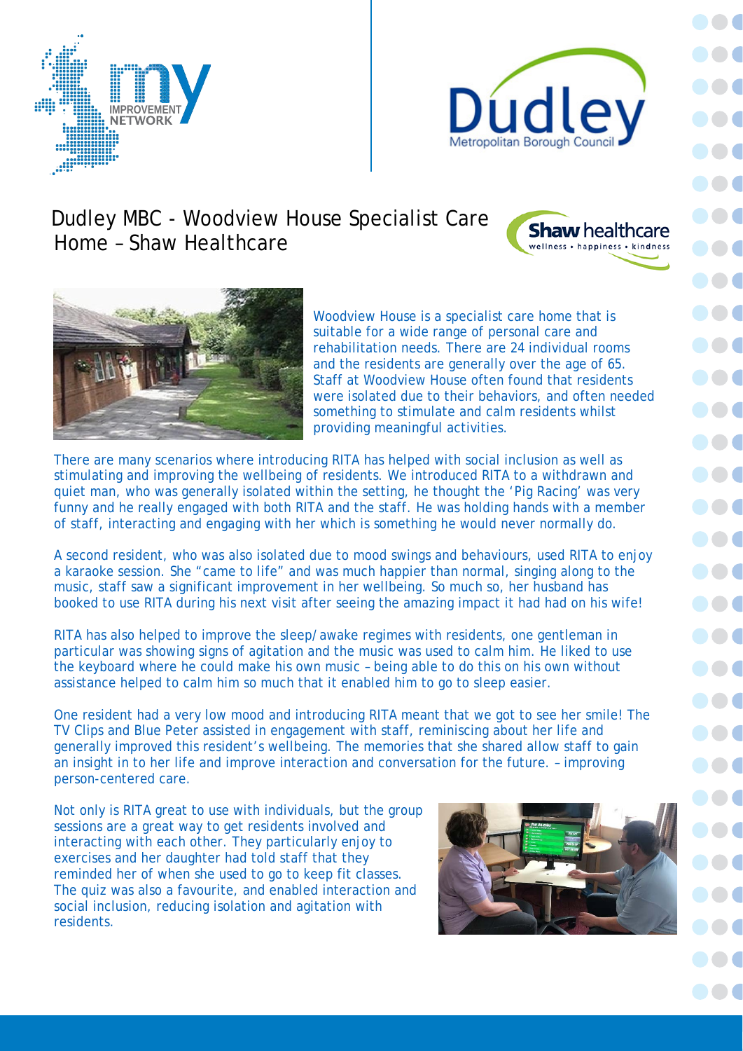# Dudley MBC - Woodview House Specialist Care Home – Shaw Healthcare

Woodview House is a specialist care home that is suitable for a wide range of personal care and rehabilitation needs. There are 24 individual rooms and the residents are generally over the age of 65. Staff at Woodview House often found that residents were isolated due to their behaviors, and often needed something to stimulate and calm residents whilst providing meaningful activities.

There are many scenarios where introducing RITA has helped with social inclusion as well as stimulating and improving the wellbeing of residents. We introduced RITA to a withdrawn and quiet man, who was generally isolated within the setting, he thought the 'Pig Racing' was very funny and he really engaged with both RITA and the staff. He was holding hands with a member of staff, interacting and engaging with her which is something he would never normally do.

A second resident, who was also isolated due to mood swings and behaviours, used RITA to enjoy a karaoke session. She "came to life" and was much happier than normal, singing along to the music, staff saw a significant improvement in her wellbeing. So much so, her husband has booked to use RITA during his next visit after seeing the amazing impact it had had on his wife!

RITA has also helped to improve the sleep/awake regimes with residents, one gentleman in particular was showing signs of agitation and the music was used to calm him. He liked to use the keyboard where he could make his own music – being able to do this on his own without assistance helped to calm him so much that it enabled him to go to sleep easier.

One resident had a very low mood and introducing RITA meant that we got to see her smile! The TV Clips and Blue Peter assisted in engagement with staff, reminiscing about her life and generally improved this resident's wellbeing. The memories that she shared allow staff to gain an insight in to her life and improve interaction and conversation for the future. – improving person-centered care.

Not only is RITA great to use with individuals, but the group sessions are a great way to get residents involved and interacting with each other. They particularly enjoy to exercises and her daughter had told staff that they reminded her of when she used to go to keep fit classes. The quiz was also a favourite, and enabled interaction and social inclusion, reducing isolation and agitation with residents.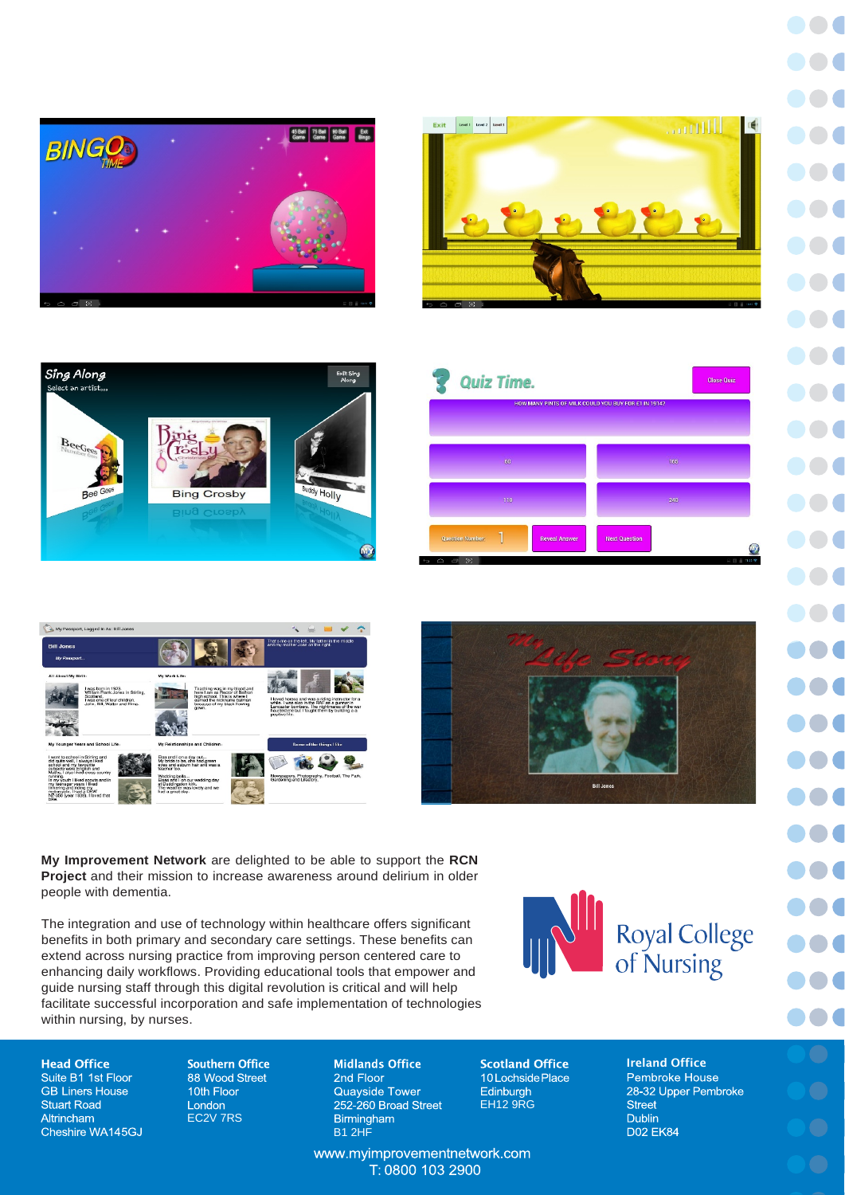**My Improvement Network** are delighted to be able to support the **RCN Project** and their mission to increase awareness around delirium in older people with dementia.

The integration and use of technology within healthcare offers significant benefits in both primary and secondary care settings. These benefits can extend across nursing practice from improving person centered care to enhancing daily workflows. Providing educational tools that empower and guide nursing staff through this digital revolution is critical and will help facilitate successful incorporation and safe implementation of technologies within nursing, by nurses.

Royal College of Nursing

**Head Office**
Suite B1 1st Floor
GB Liners House
Stuart Road
Altrincham
Cheshire WA145GJ

**Southern Office**
88 Wood Street
10th Floor
London
EC2V 7RS

**Midlands Office**
2nd Floor
Quayside Tower
252-260 Broad Street
Birmingham
B1 2HF

**Scotland Office**
10 Lochside Place
Edinburgh
EH12 9RG

**Ireland Office**
Pembroke House
28-32 Upper Pembroke Street
Dublin
D02 EK84

www.myimprovementnetwork.com
T: 0800 103 2900